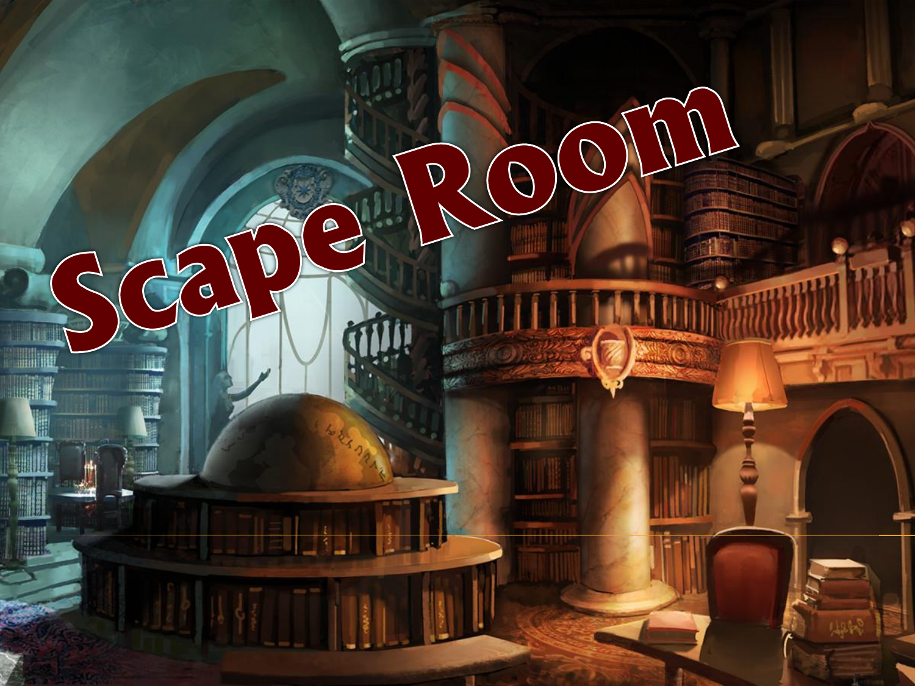# Scape Room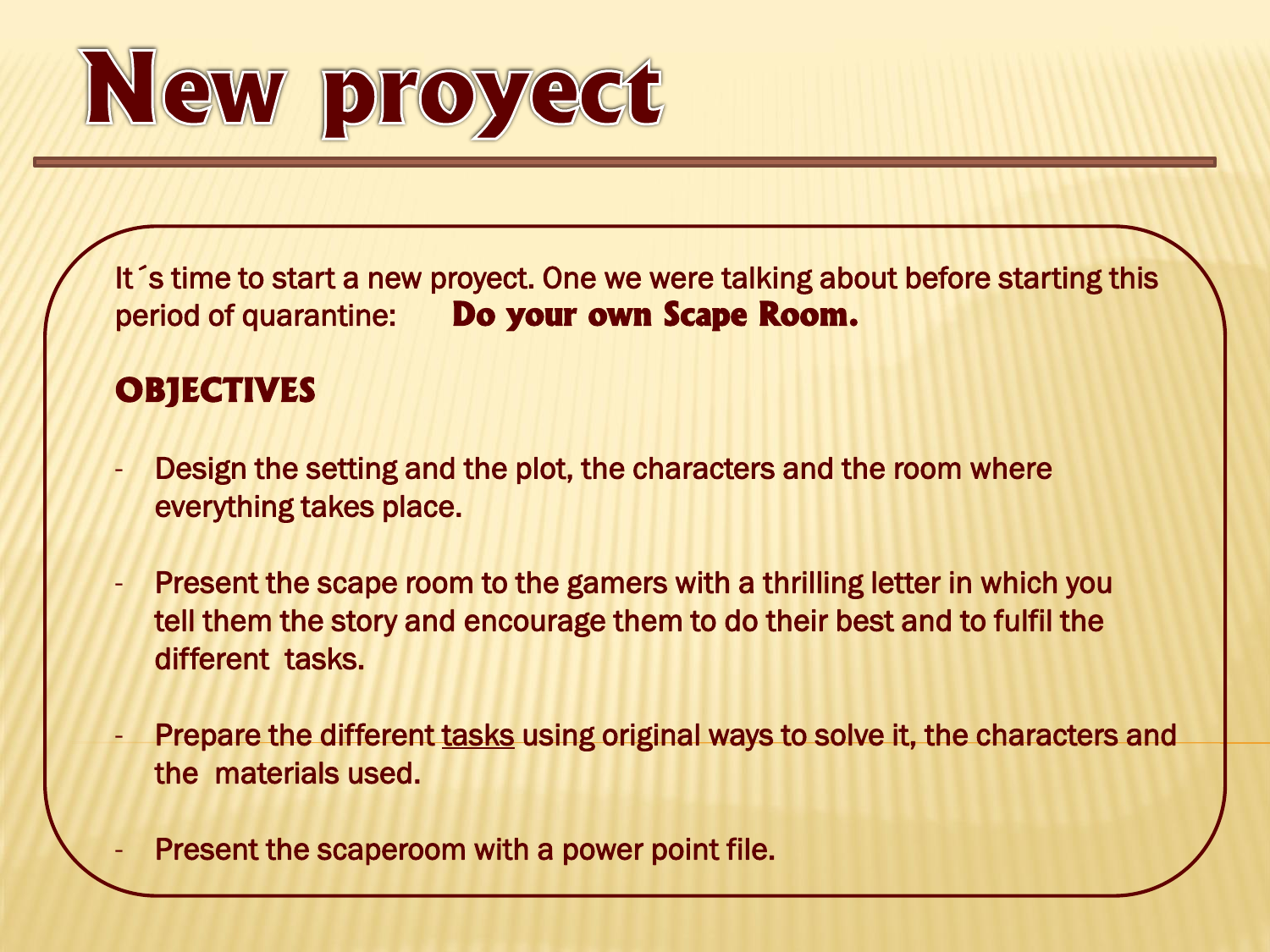# New proyect

It´s time to start a new proyect. One we were talking about before starting this period of quarantine: **Do your own Scape Room.**

## OBJECTIVES

- Design the setting and the plot, the characters and the room where everything takes place.

- Present the scape room to the gamers with a thrilling letter in which you tell them the story and encourage them to do their best and to fulfil the different tasks.

- Prepare the different <u>tasks</u> using original ways to solve it, the characters and the materials used.

- Present the scaperoom with a power point file.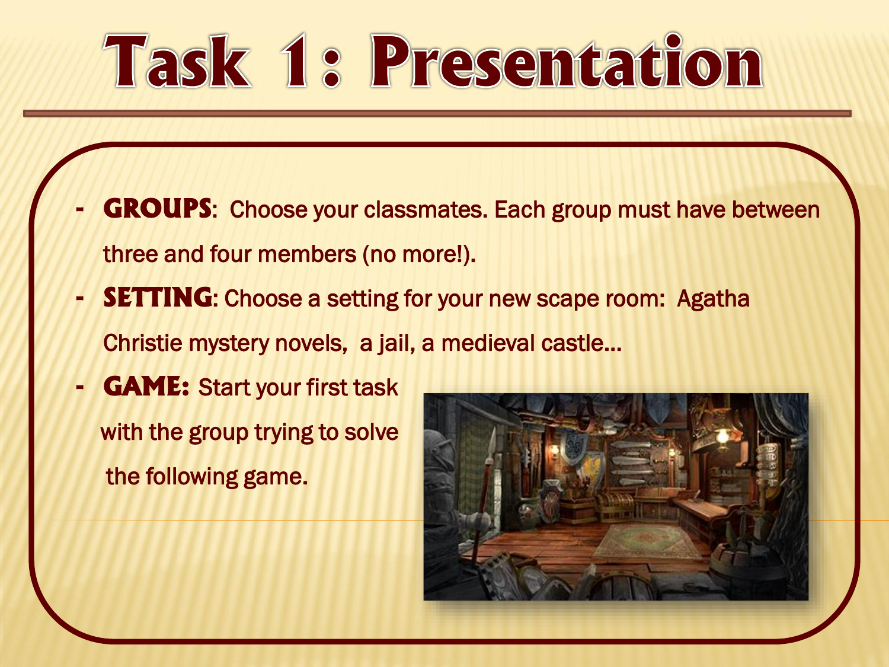# Task 1: Presentation

- **GROUPS**: Choose your classmates. Each group must have between three and four members (no more!).
- **SETTING**: Choose a setting for your new scape room: Agatha Christie mystery novels, a jail, a medieval castle…
- **GAME:** Start your first task with the group trying to solve the following game.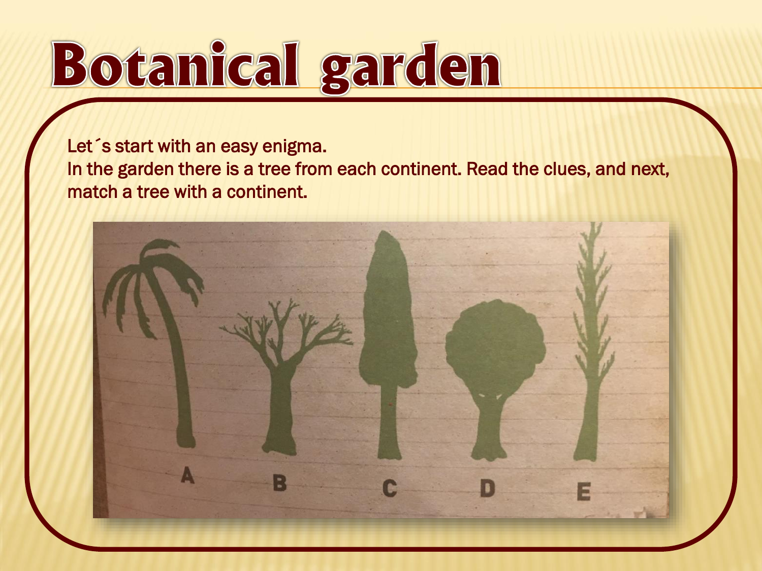# Botanical garden

Let´s start with an easy enigma.
In the garden there is a tree from each continent. Read the clues, and next, match a tree with a continent.

A B C D E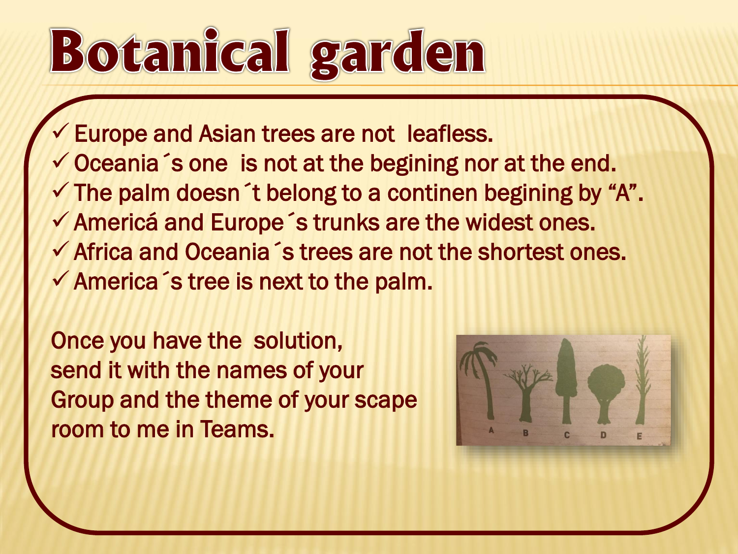# Botanical garden

- ✓ Europe and Asian trees are not  leafless.
- ✓ Oceania´s one  is not at the begining nor at the end.
- ✓ The palm doesn´t belong to a continen begining by "A".
- ✓ Americá and Europe´s trunks are the widest ones.
- ✓ Africa and Oceania´s trees are not the shortest ones.
- ✓ America´s tree is next to the palm.

Once you have the  solution,
send it with the names of your
Group and the theme of your scape
room to me in Teams.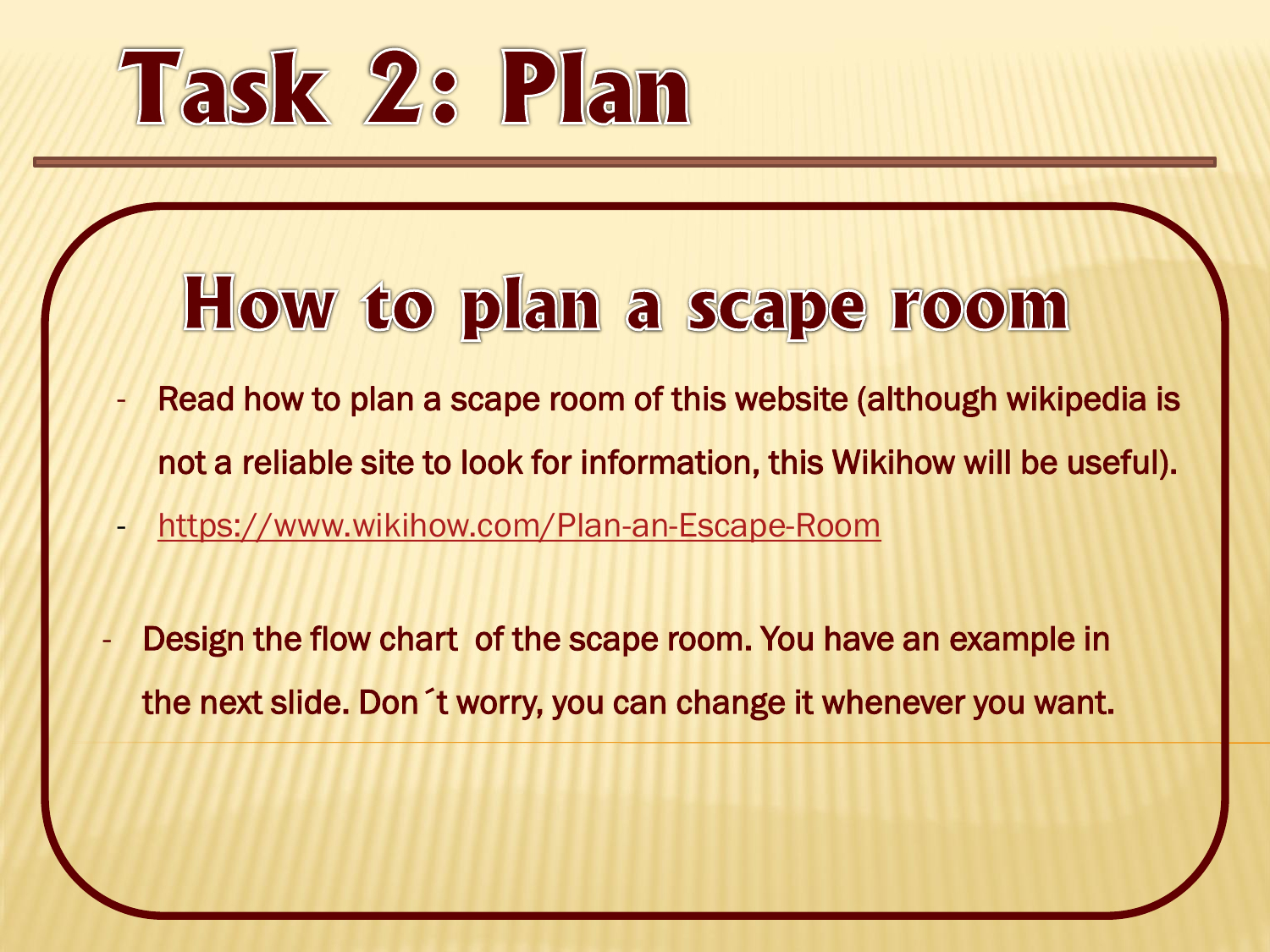# Task 2: Plan

## How to plan a scape room

- Read how to plan a scape room of this website (although wikipedia is not a reliable site to look for information, this Wikihow will be useful).
- https://www.wikihow.com/Plan-an-Escape-Room

- Design the flow chart of the scape room. You have an example in the next slide. Don´t worry, you can change it whenever you want.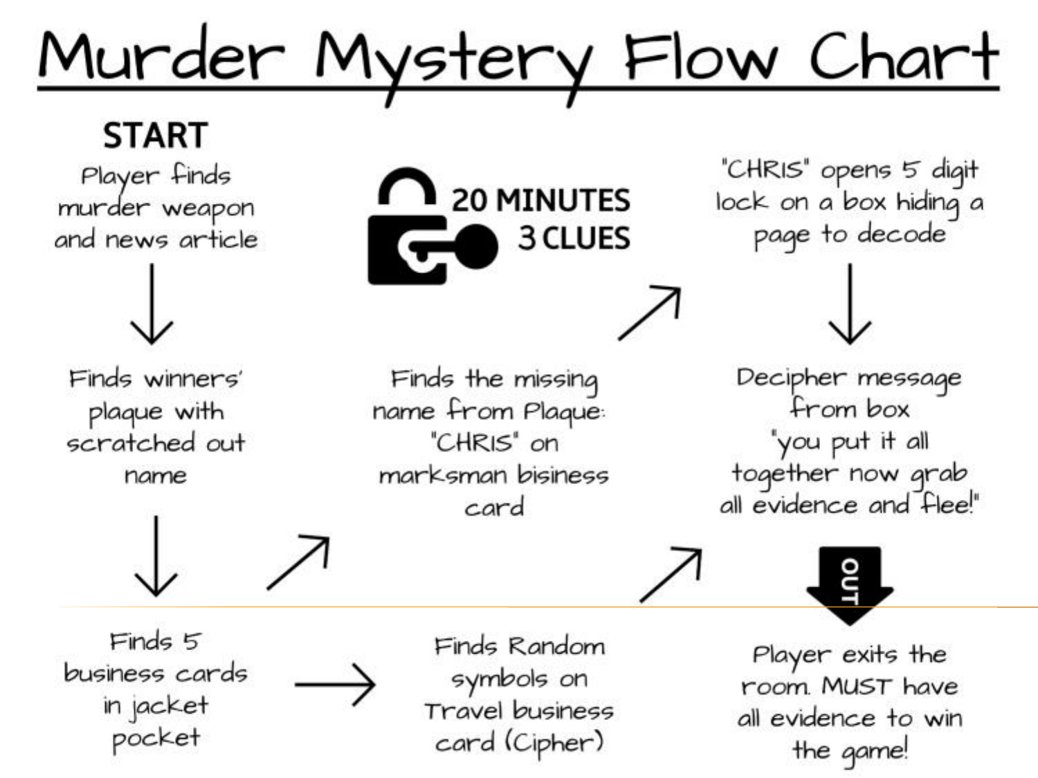# Murder Mystery Flow Chart

**20 MINUTES**
**3 CLUES**

**START**
Player finds murder weapon and news article

↓

Finds winners' plaque with scratched out name

↓

Finds 5 business cards in jacket pocket

→

Finds Random symbols on Travel business card (Cipher)

↗

Finds the missing name from Plaque: "CHRIS" on marksman bisiness card

↗

"CHRIS" opens 5 digit lock on a box hiding a page to decode

↓

Decipher message from box "you put it all together now grab all evidence and flee!"

OUT

Player exits the room. MUST have all evidence to win the game!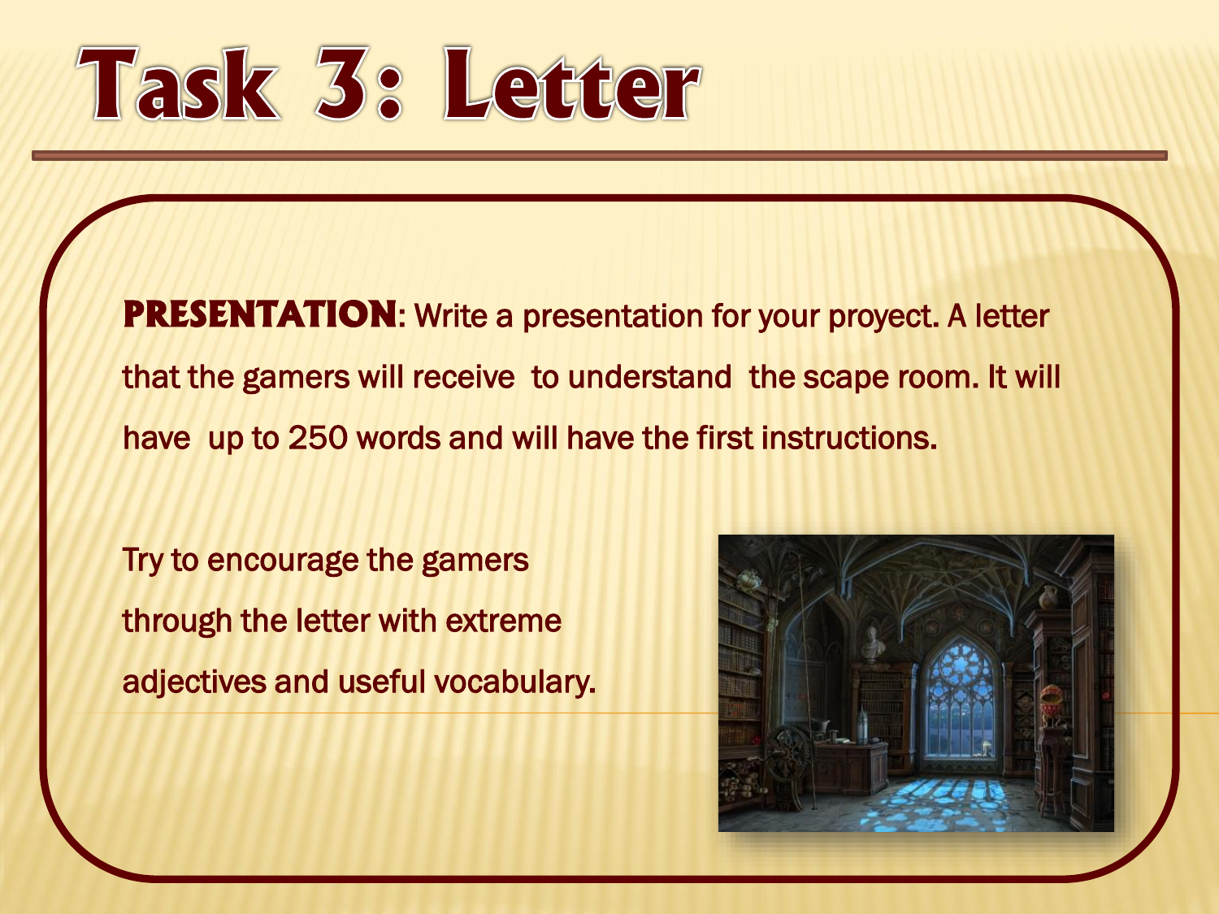# Task 3: Letter

**PRESENTATION**: Write a presentation for your proyect. A letter that the gamers will receive to understand the scape room. It will have up to 250 words and will have the first instructions.

Try to encourage the gamers through the letter with extreme adjectives and useful vocabulary.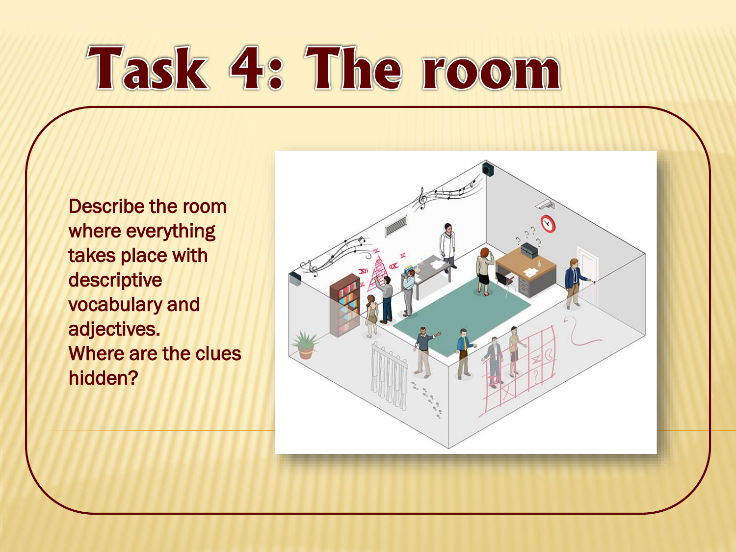# Task 4: The room

Describe the room where everything takes place with descriptive vocabulary and adjectives.
Where are the clues hidden?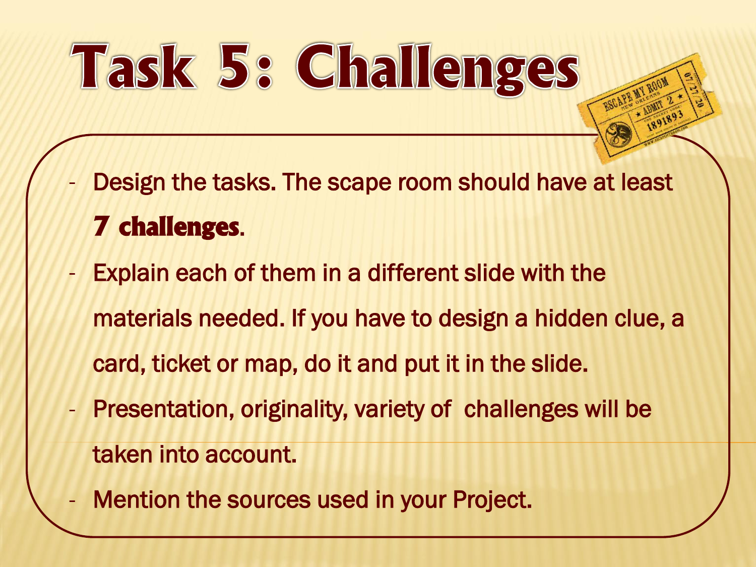# Task 5: Challenges

- Design the tasks. The scape room should have at least **7 challenges**.
- Explain each of them in a different slide with the materials needed. If you have to design a hidden clue, a card, ticket or map, do it and put it in the slide.
- Presentation, originality, variety of challenges will be taken into account.
- Mention the sources used in your Project.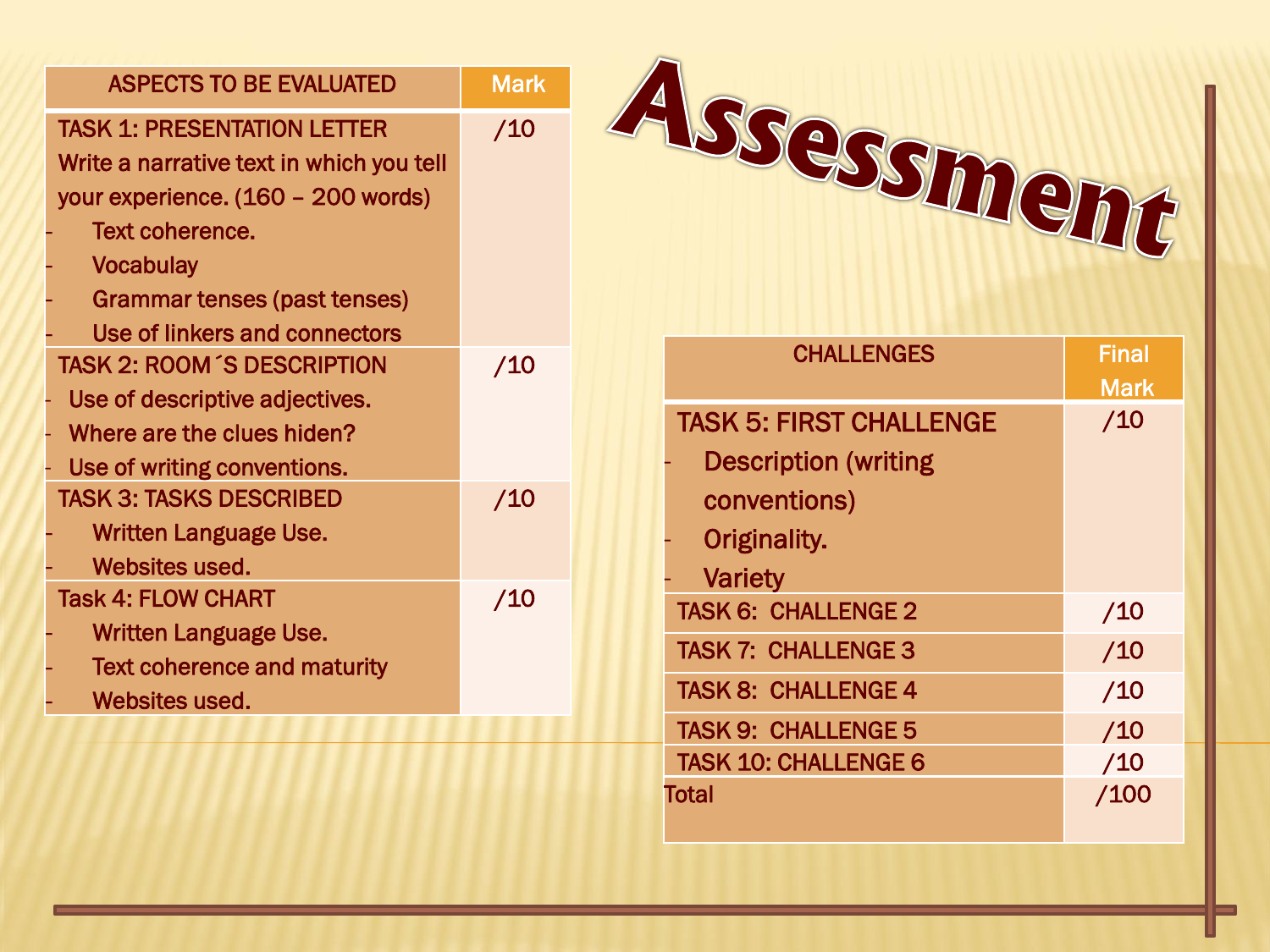# Assessment

| ASPECTS TO BE EVALUATED | Mark |
|---|---|
| TASK 1: PRESENTATION LETTER<br>Write a narrative text in which you tell your experience. (160 – 200 words)<br>- Text coherence.<br>- Vocabulay<br>- Grammar tenses (past tenses)<br>- Use of linkers and connectors | /10 |
| TASK 2: ROOM´S DESCRIPTION<br>- Use of descriptive adjectives.<br>- Where are the clues hiden?<br>- Use of writing conventions. | /10 |
| TASK 3: TASKS DESCRIBED<br>- Written Language Use.<br>- Websites used. | /10 |
| Task 4: FLOW CHART<br>- Written Language Use.<br>- Text coherence and maturity<br>- Websites used. | /10 |

| CHALLENGES | Final Mark |
|---|---|
| TASK 5: FIRST CHALLENGE<br>- Description (writing conventions)<br>- Originality.<br>- Variety | /10 |
| TASK 6: CHALLENGE 2 | /10 |
| TASK 7: CHALLENGE 3 | /10 |
| TASK 8: CHALLENGE 4 | /10 |
| TASK 9: CHALLENGE 5 | /10 |
| TASK 10: CHALLENGE 6 | /10 |
| Total | /100 |